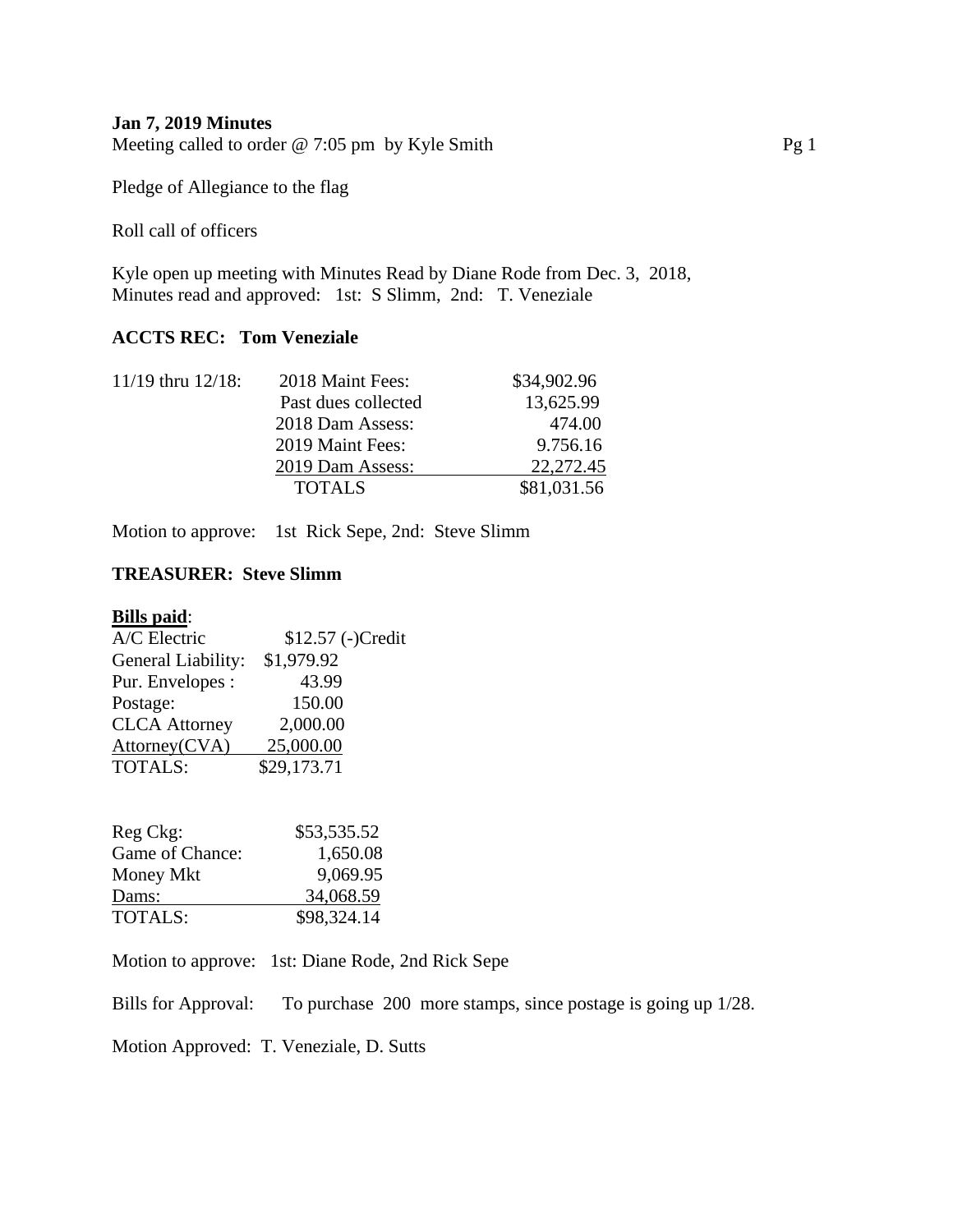**Jan 7, 2019 Minutes**

Meeting called to order @ 7:05 pm by Kyle Smith

Pledge of Allegiance to the flag

Roll call of officers

Kyle open up meeting with Minutes Read by Diane Rode from Dec. 3, 2018,
Minutes read and approved: 1st: S Slimm, 2nd: T. Veneziale

**ACCTS REC: Tom Veneziale**

| | | |
|---|---|---|
| 11/19 thru 12/18: | 2018 Maint Fees: | $34,902.96 |
| | Past dues collected | 13,625.99 |
| | 2018 Dam Assess: | 474.00 |
| | 2019 Maint Fees: | 9.756.16 |
| | 2019 Dam Assess: | 22,272.45 |
| | TOTALS | $81,031.56 |

Motion to approve: 1st Rick Sepe, 2nd: Steve Slimm

**TREASURER: Steve Slimm**

**Bills paid**:

| | |
|---|---|
| A/C Electric | $12.57 (-)Credit |
| General Liability: | $1,979.92 |
| Pur. Envelopes : | 43.99 |
| Postage: | 150.00 |
| CLCA Attorney | 2,000.00 |
| Attorney(CVA) | 25,000.00 |
| TOTALS: | $29,173.71 |

| | |
|---|---|
| Reg Ckg: | $53,535.52 |
| Game of Chance: | 1,650.08 |
| Money Mkt | 9,069.95 |
| Dams: | 34,068.59 |
| TOTALS: | $98,324.14 |

Motion to approve: 1st: Diane Rode, 2nd Rick Sepe

Bills for Approval: To purchase 200 more stamps, since postage is going up 1/28.

Motion Approved: T. Veneziale, D. Sutts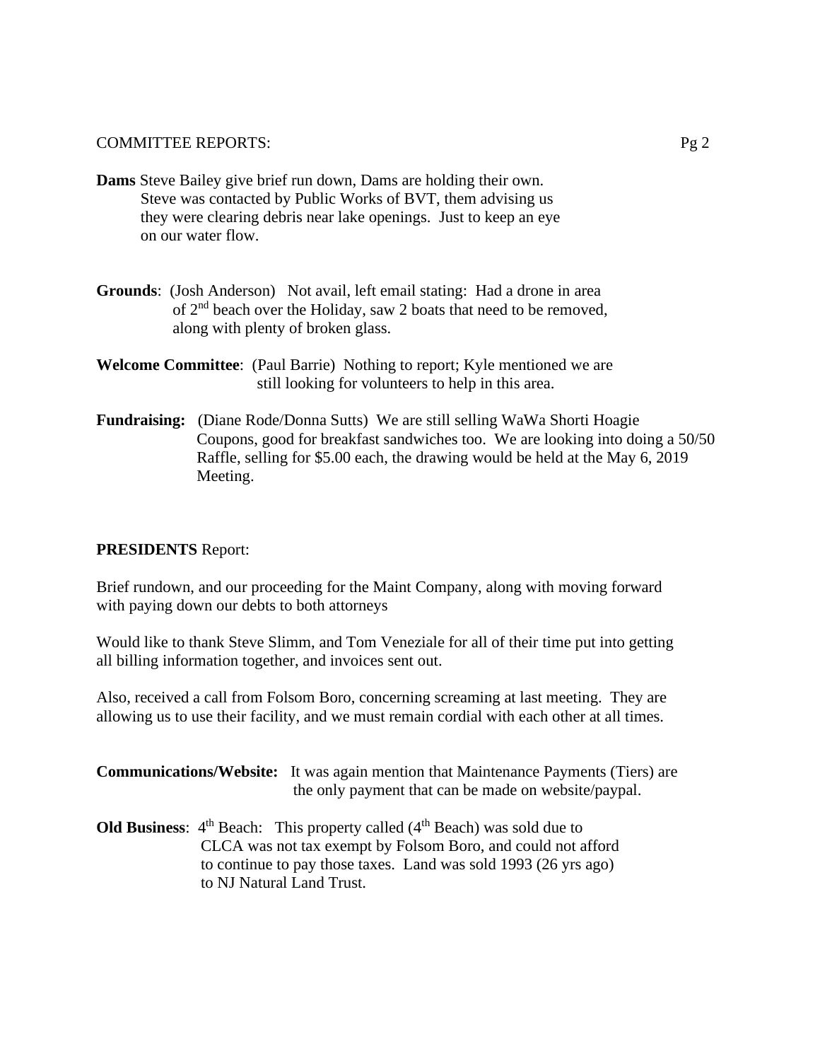COMMITTEE REPORTS:

**Dams** Steve Bailey give brief run down, Dams are holding their own. Steve was contacted by Public Works of BVT, them advising us they were clearing debris near lake openings. Just to keep an eye on our water flow.

**Grounds**: (Josh Anderson) Not avail, left email stating: Had a drone in area of 2nd beach over the Holiday, saw 2 boats that need to be removed, along with plenty of broken glass.

**Welcome Committee**: (Paul Barrie) Nothing to report; Kyle mentioned we are still looking for volunteers to help in this area.

**Fundraising:** (Diane Rode/Donna Sutts) We are still selling WaWa Shorti Hoagie Coupons, good for breakfast sandwiches too. We are looking into doing a 50/50 Raffle, selling for $5.00 each, the drawing would be held at the May 6, 2019 Meeting.

**PRESIDENTS** Report:

Brief rundown, and our proceeding for the Maint Company, along with moving forward with paying down our debts to both attorneys

Would like to thank Steve Slimm, and Tom Veneziale for all of their time put into getting all billing information together, and invoices sent out.

Also, received a call from Folsom Boro, concerning screaming at last meeting. They are allowing us to use their facility, and we must remain cordial with each other at all times.

**Communications/Website:** It was again mention that Maintenance Payments (Tiers) are the only payment that can be made on website/paypal.

**Old Business**: 4th Beach: This property called (4th Beach) was sold due to CLCA was not tax exempt by Folsom Boro, and could not afford to continue to pay those taxes. Land was sold 1993 (26 yrs ago) to NJ Natural Land Trust.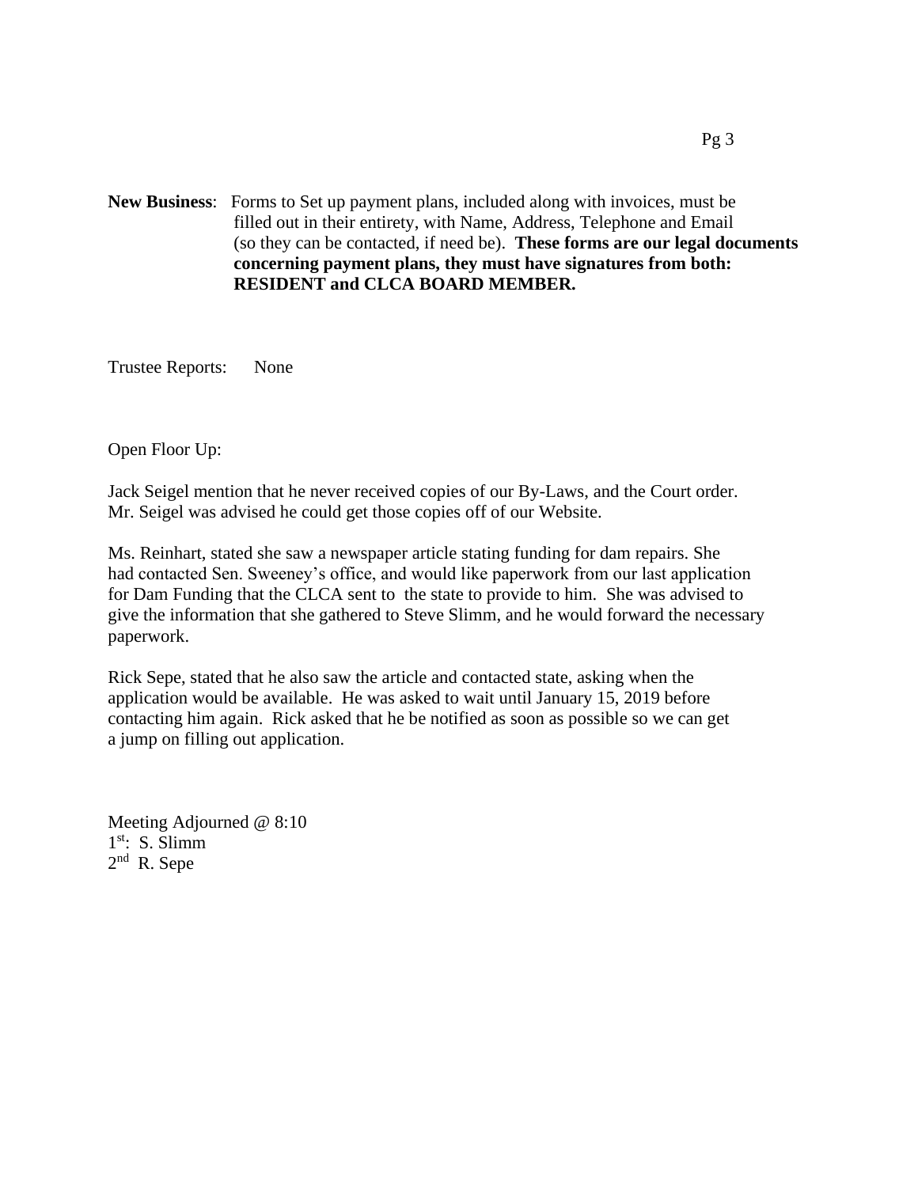**New Business**: Forms to Set up payment plans, included along with invoices, must be filled out in their entirety, with Name, Address, Telephone and Email (so they can be contacted, if need be). **These forms are our legal documents concerning payment plans, they must have signatures from both: RESIDENT and CLCA BOARD MEMBER.**

Trustee Reports: None

Open Floor Up:

Jack Seigel mention that he never received copies of our By-Laws, and the Court order. Mr. Seigel was advised he could get those copies off of our Website.

Ms. Reinhart, stated she saw a newspaper article stating funding for dam repairs. She had contacted Sen. Sweeney's office, and would like paperwork from our last application for Dam Funding that the CLCA sent to the state to provide to him. She was advised to give the information that she gathered to Steve Slimm, and he would forward the necessary paperwork.

Rick Sepe, stated that he also saw the article and contacted state, asking when the application would be available. He was asked to wait until January 15, 2019 before contacting him again. Rick asked that he be notified as soon as possible so we can get a jump on filling out application.

Meeting Adjourned @ 8:10
1st: S. Slimm
2nd R. Sepe